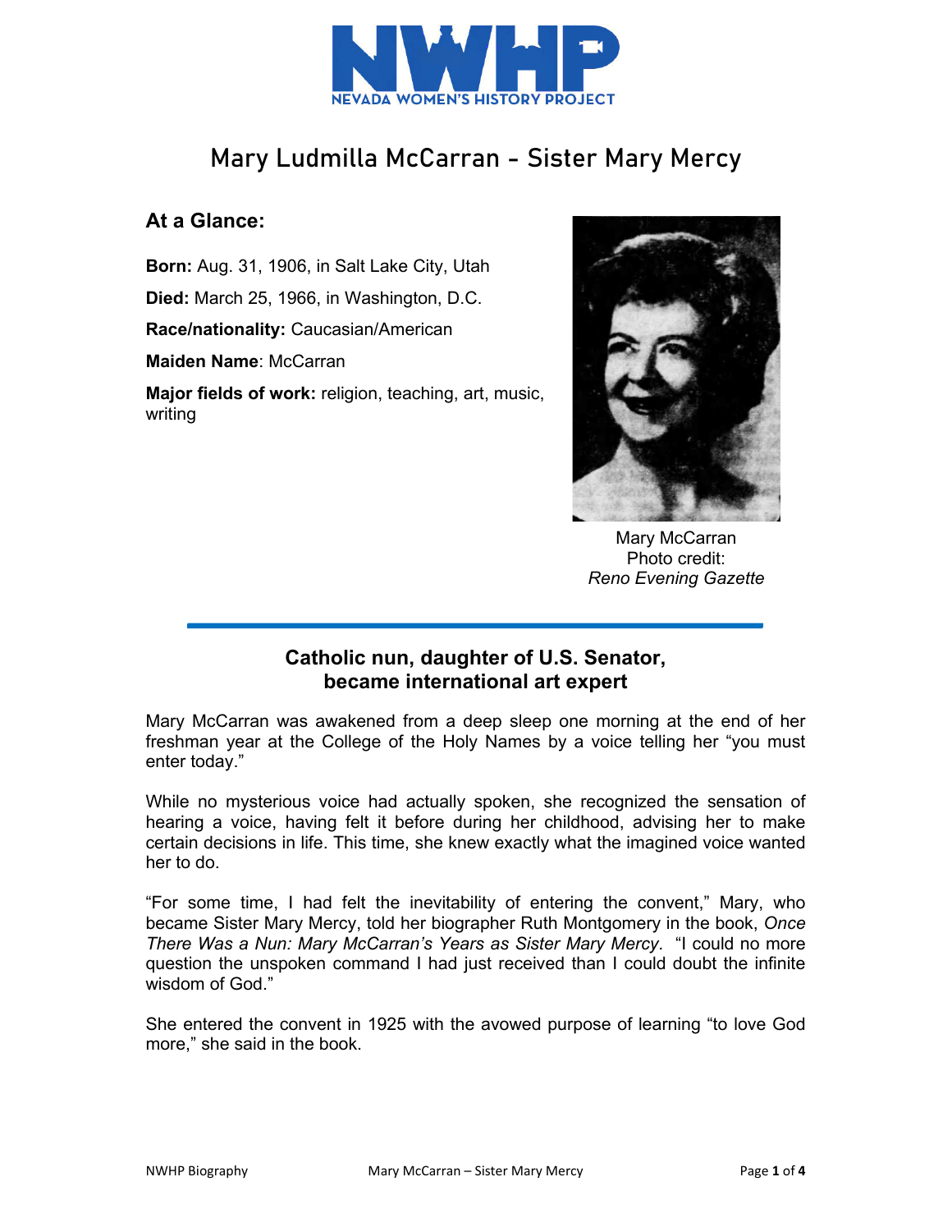NWHP
NEVADA WOMEN'S HISTORY PROJECT

# Mary Ludmilla McCarran - Sister Mary Mercy

## At a Glance:

**Born:** Aug. 31, 1906, in Salt Lake City, Utah

**Died:** March 25, 1966, in Washington, D.C.

**Race/nationality:** Caucasian/American

**Maiden Name**: McCarran

**Major fields of work:** religion, teaching, art, music, writing

Mary McCarran
Photo credit:
*Reno Evening Gazette*

## Catholic nun, daughter of U.S. Senator, became international art expert

Mary McCarran was awakened from a deep sleep one morning at the end of her freshman year at the College of the Holy Names by a voice telling her "you must enter today."

While no mysterious voice had actually spoken, she recognized the sensation of hearing a voice, having felt it before during her childhood, advising her to make certain decisions in life. This time, she knew exactly what the imagined voice wanted her to do.

"For some time, I had felt the inevitability of entering the convent," Mary, who became Sister Mary Mercy, told her biographer Ruth Montgomery in the book, *Once There Was a Nun: Mary McCarran's Years as Sister Mary Mercy*. "I could no more question the unspoken command I had just received than I could doubt the infinite wisdom of God."

She entered the convent in 1925 with the avowed purpose of learning "to love God more," she said in the book.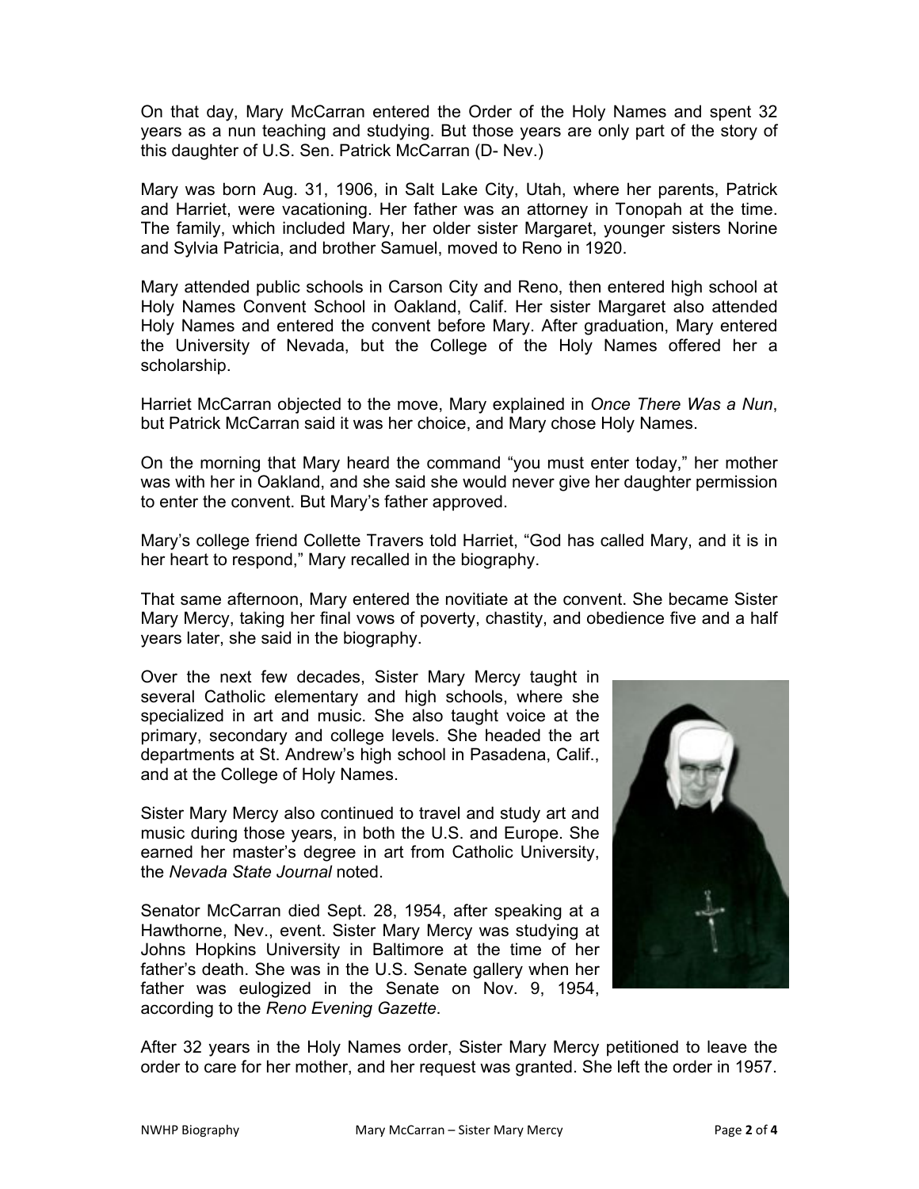On that day, Mary McCarran entered the Order of the Holy Names and spent 32 years as a nun teaching and studying. But those years are only part of the story of this daughter of U.S. Sen. Patrick McCarran (D- Nev.)

Mary was born Aug. 31, 1906, in Salt Lake City, Utah, where her parents, Patrick and Harriet, were vacationing. Her father was an attorney in Tonopah at the time. The family, which included Mary, her older sister Margaret, younger sisters Norine and Sylvia Patricia, and brother Samuel, moved to Reno in 1920.

Mary attended public schools in Carson City and Reno, then entered high school at Holy Names Convent School in Oakland, Calif. Her sister Margaret also attended Holy Names and entered the convent before Mary. After graduation, Mary entered the University of Nevada, but the College of the Holy Names offered her a scholarship.

Harriet McCarran objected to the move, Mary explained in *Once There Was a Nun*, but Patrick McCarran said it was her choice, and Mary chose Holy Names.

On the morning that Mary heard the command "you must enter today," her mother was with her in Oakland, and she said she would never give her daughter permission to enter the convent. But Mary's father approved.

Mary's college friend Collette Travers told Harriet, "God has called Mary, and it is in her heart to respond," Mary recalled in the biography.

That same afternoon, Mary entered the novitiate at the convent. She became Sister Mary Mercy, taking her final vows of poverty, chastity, and obedience five and a half years later, she said in the biography.

Over the next few decades, Sister Mary Mercy taught in several Catholic elementary and high schools, where she specialized in art and music. She also taught voice at the primary, secondary and college levels. She headed the art departments at St. Andrew's high school in Pasadena, Calif., and at the College of Holy Names.

Sister Mary Mercy also continued to travel and study art and music during those years, in both the U.S. and Europe. She earned her master's degree in art from Catholic University, the *Nevada State Journal* noted.

Senator McCarran died Sept. 28, 1954, after speaking at a Hawthorne, Nev., event. Sister Mary Mercy was studying at Johns Hopkins University in Baltimore at the time of her father's death. She was in the U.S. Senate gallery when her father was eulogized in the Senate on Nov. 9, 1954, according to the *Reno Evening Gazette*.

After 32 years in the Holy Names order, Sister Mary Mercy petitioned to leave the order to care for her mother, and her request was granted. She left the order in 1957.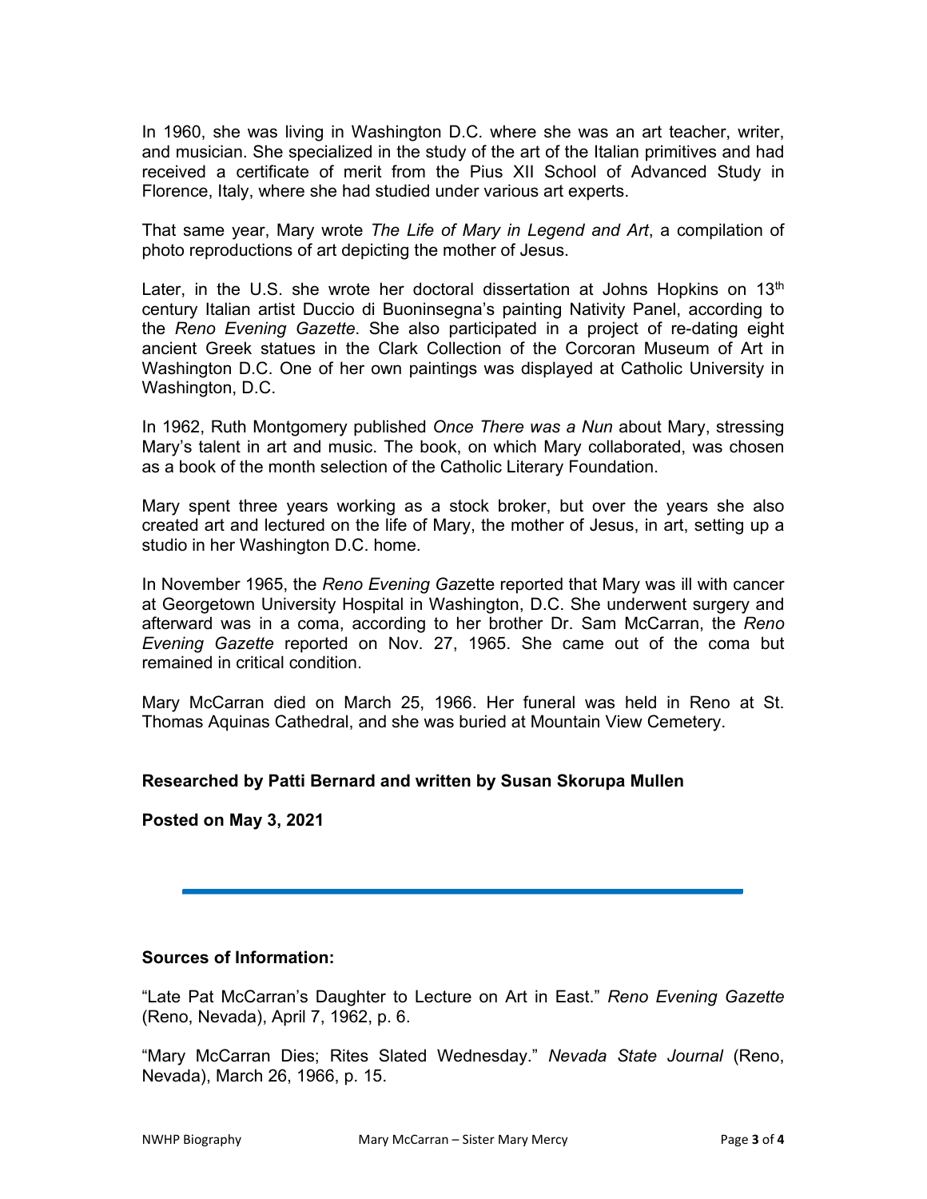In 1960, she was living in Washington D.C. where she was an art teacher, writer, and musician. She specialized in the study of the art of the Italian primitives and had received a certificate of merit from the Pius XII School of Advanced Study in Florence, Italy, where she had studied under various art experts.

That same year, Mary wrote *The Life of Mary in Legend and Art*, a compilation of photo reproductions of art depicting the mother of Jesus.

Later, in the U.S. she wrote her doctoral dissertation at Johns Hopkins on 13th century Italian artist Duccio di Buoninsegna's painting Nativity Panel, according to the *Reno Evening Gazette*. She also participated in a project of re-dating eight ancient Greek statues in the Clark Collection of the Corcoran Museum of Art in Washington D.C. One of her own paintings was displayed at Catholic University in Washington, D.C.

In 1962, Ruth Montgomery published *Once There was a Nun* about Mary, stressing Mary's talent in art and music. The book, on which Mary collaborated, was chosen as a book of the month selection of the Catholic Literary Foundation.

Mary spent three years working as a stock broker, but over the years she also created art and lectured on the life of Mary, the mother of Jesus, in art, setting up a studio in her Washington D.C. home.

In November 1965, the *Reno Evening Ga*zette reported that Mary was ill with cancer at Georgetown University Hospital in Washington, D.C. She underwent surgery and afterward was in a coma, according to her brother Dr. Sam McCarran, the *Reno Evening Gazette* reported on Nov. 27, 1965. She came out of the coma but remained in critical condition.

Mary McCarran died on March 25, 1966. Her funeral was held in Reno at St. Thomas Aquinas Cathedral, and she was buried at Mountain View Cemetery.

**Researched by Patti Bernard and written by Susan Skorupa Mullen**

**Posted on May 3, 2021**

---

**Sources of Information:**

"Late Pat McCarran's Daughter to Lecture on Art in East." *Reno Evening Gazette* (Reno, Nevada), April 7, 1962, p. 6.

"Mary McCarran Dies; Rites Slated Wednesday." *Nevada State Journal* (Reno, Nevada), March 26, 1966, p. 15.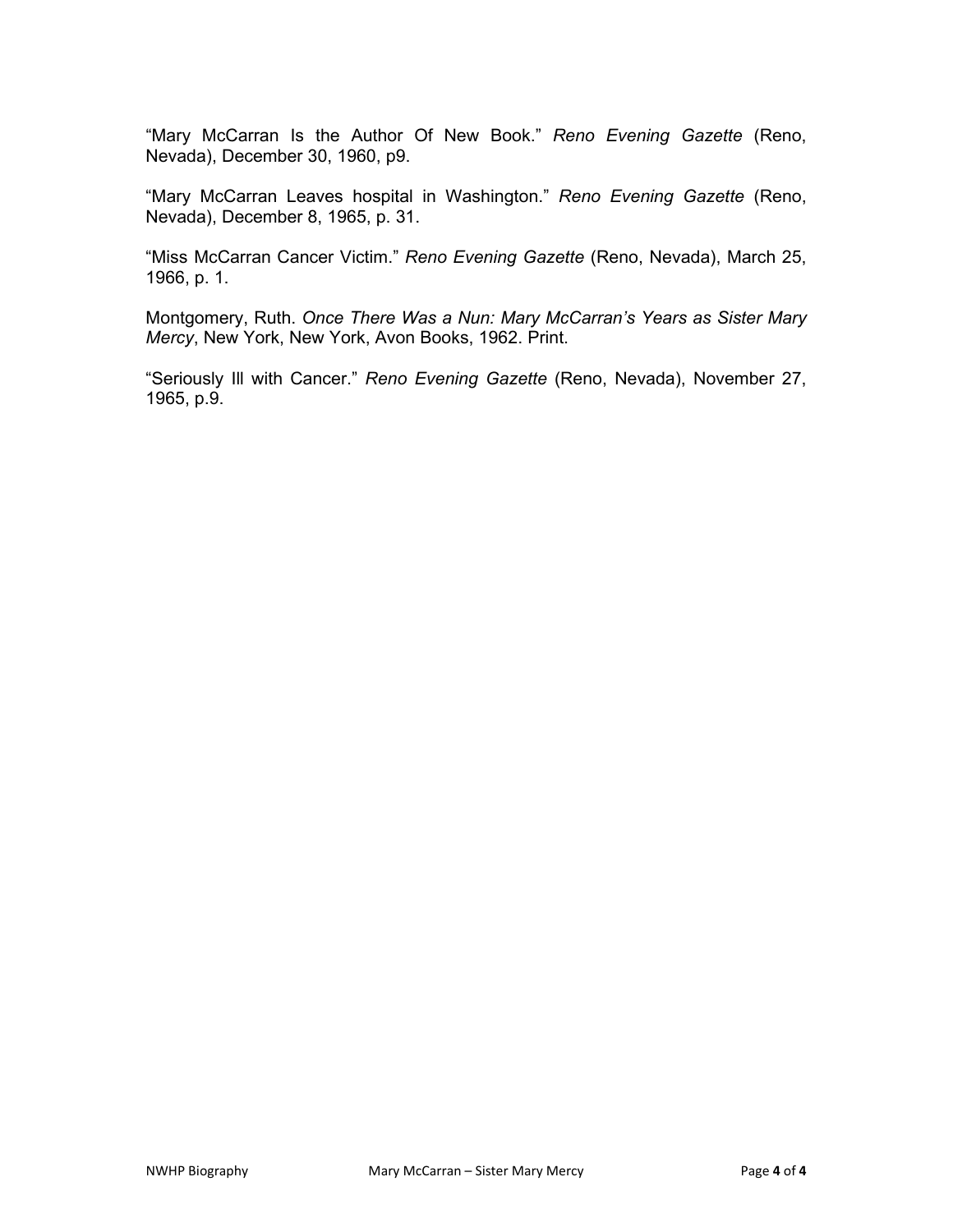"Mary McCarran Is the Author Of New Book." *Reno Evening Gazette* (Reno, Nevada), December 30, 1960, p9.

"Mary McCarran Leaves hospital in Washington." *Reno Evening Gazette* (Reno, Nevada), December 8, 1965, p. 31.

"Miss McCarran Cancer Victim." *Reno Evening Gazette* (Reno, Nevada), March 25, 1966, p. 1.

Montgomery, Ruth. *Once There Was a Nun: Mary McCarran's Years as Sister Mary Mercy*, New York, New York, Avon Books, 1962. Print.

"Seriously Ill with Cancer." *Reno Evening Gazette* (Reno, Nevada), November 27, 1965, p.9.